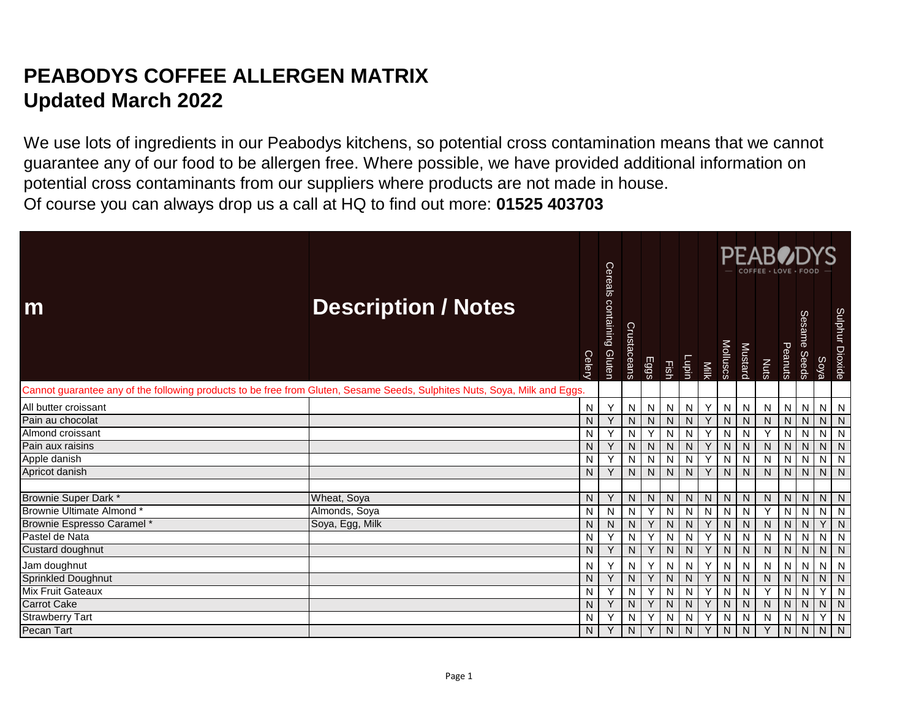# PEABODYS COFFEE ALLERGEN MATRIX
## Updated March 2022

We use lots of ingredients in our Peabodys kitchens, so potential cross contamination means that we cannot guarantee any of our food to be allergen free. Where possible, we have provided additional information on potential cross contaminants from our suppliers where products are not made in house.
Of course you can always drop us a call at HQ to find out more: **01525 403703**

| m | Description / Notes | Celery | Cereals containing Gluten | Crustaceans | Eggs | Fish | Lupin | Milk | Molluscs | Mustard | Nuts | Peanuts | Sesame Seeds | Soya | Sulphur Dioxide |
|---|---|---|---|---|---|---|---|---|---|---|---|---|---|---|---|
| Cannot guarantee any of the following products to be free from Gluten, Sesame Seeds, Sulphites Nuts, Soya, Milk and Eggs. | | | | | | | | | | | | | | | |
| All butter croissant | | N | Y | N | N | N | N | Y | N | N | N | N | N | N | N |
| Pain au chocolat | | N | Y | N | N | N | N | Y | N | N | N | N | N | N | N |
| Almond croissant | | N | Y | N | Y | N | N | Y | N | N | Y | N | N | N | N |
| Pain aux raisins | | N | Y | N | N | N | N | Y | N | N | N | N | N | N | N |
| Apple danish | | N | Y | N | N | N | N | Y | N | N | N | N | N | N | N |
| Apricot danish | | N | Y | N | N | N | N | Y | N | N | N | N | N | N | N |
| | | | | | | | | | | | | | | | |
| Brownie Super Dark * | Wheat, Soya | N | Y | N | N | N | N | N | N | N | N | N | N | N | N |
| Brownie Ultimate Almond * | Almonds, Soya | N | N | N | Y | N | N | N | N | N | Y | N | N | N | N |
| Brownie Espresso Caramel * | Soya, Egg, Milk | N | N | N | Y | N | N | Y | N | N | N | N | N | Y | N |
| Pastel de Nata | | N | Y | N | Y | N | N | Y | N | N | N | N | N | N | N |
| Custard doughnut | | N | Y | N | Y | N | N | Y | N | N | N | N | N | N | N |
| Jam doughnut | | N | Y | N | Y | N | N | Y | N | N | N | N | N | N | N |
| Sprinkled Doughnut | | N | Y | N | Y | N | N | Y | N | N | N | N | N | N | N |
| Mix Fruit Gateaux | | N | Y | N | Y | N | N | Y | N | N | Y | N | N | Y | N |
| Carrot Cake | | N | Y | N | Y | N | N | Y | N | N | N | N | N | N | N |
| Strawberry Tart | | N | Y | N | Y | N | N | Y | N | N | N | N | N | Y | N |
| Pecan Tart | | N | Y | N | Y | N | N | Y | N | N | Y | N | N | N | N |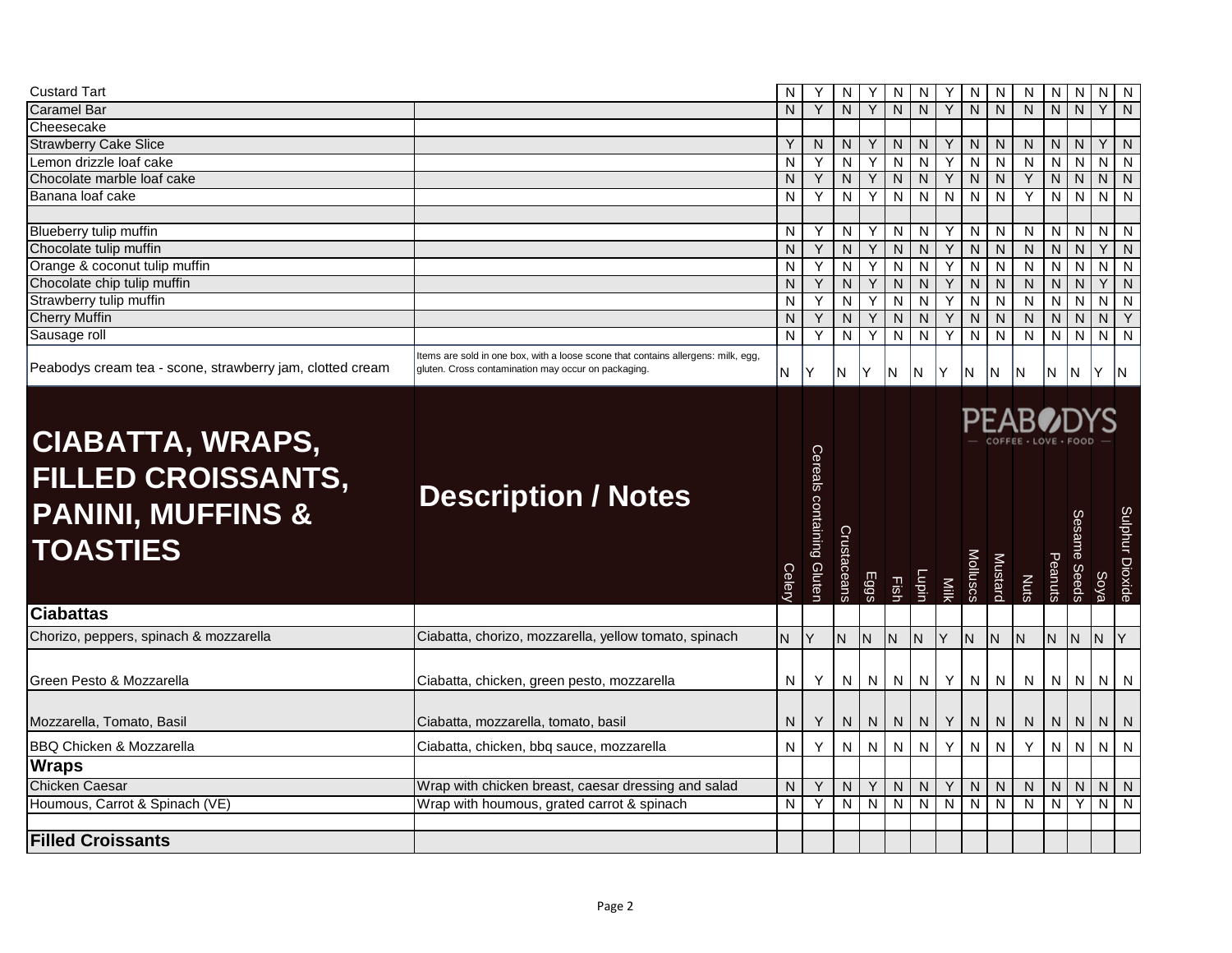| | | Celery | Cereals containing Gluten | Crustaceans | Eggs | Fish | Lupin | Milk | Molluscs | Mustard | Nuts | Peanuts | Sesame Seeds | Soya | Sulphur Dioxide |
|---|---|---|---|---|---|---|---|---|---|---|---|---|---|---|---|
| Custard Tart | | N | Y | N | Y | N | N | Y | N | N | N | N | N | N | N |
| Caramel Bar | | N | Y | N | Y | N | N | Y | N | N | N | N | N | Y | N |
| Cheesecake | | | | | | | | | | | | | | | |
| Strawberry Cake Slice | | Y | N | N | Y | N | N | Y | N | N | N | N | N | Y | N |
| Lemon drizzle loaf cake | | N | Y | N | Y | N | N | Y | N | N | N | N | N | N | N |
| Chocolate marble loaf cake | | N | Y | N | Y | N | N | Y | N | N | Y | N | N | N | N |
| Banana loaf cake | | N | Y | N | Y | N | N | N | N | N | Y | N | N | N | N |
| | | | | | | | | | | | | | | | |
| Blueberry tulip muffin | | N | Y | N | Y | N | N | Y | N | N | N | N | N | N | N |
| Chocolate tulip muffin | | N | Y | N | Y | N | N | Y | N | N | N | N | N | Y | N |
| Orange & coconut tulip muffin | | N | Y | N | Y | N | N | Y | N | N | N | N | N | N | N |
| Chocolate chip tulip muffin | | N | Y | N | Y | N | N | Y | N | N | N | N | N | Y | N |
| Strawberry tulip muffin | | N | Y | N | Y | N | N | Y | N | N | N | N | N | N | N |
| Cherry Muffin | | N | Y | N | Y | N | N | Y | N | N | N | N | N | N | Y |
| Sausage roll | | N | Y | N | Y | N | N | Y | N | N | N | N | N | N | N |
| Peabodys cream tea - scone, strawberry jam, clotted cream | Items are sold in one box, with a loose scone that contains allergens: milk, egg, gluten. Cross contamination may occur on packaging. | N | Y | N | Y | N | N | Y | N | N | N | N | N | Y | N |

PEABODYS — COFFEE • LOVE • FOOD —

| **CIABATTA, WRAPS, FILLED CROISSANTS, PANINI, MUFFINS & TOASTIES** | **Description / Notes** | Celery | Cereals containing Gluten | Crustaceans | Eggs | Fish | Lupin | Milk | Molluscs | Mustard | Nuts | Peanuts | Sesame Seeds | Soya | Sulphur Dioxide |
|---|---|---|---|---|---|---|---|---|---|---|---|---|---|---|---|
| **Ciabattas** | | | | | | | | | | | | | | | |
| Chorizo, peppers, spinach & mozzarella | Ciabatta, chorizo, mozzarella, yellow tomato, spinach | N | Y | N | N | N | N | Y | N | N | N | N | N | N | Y |
| Green Pesto & Mozzarella | Ciabatta, chicken, green pesto, mozzarella | N | Y | N | N | N | N | Y | N | N | N | N | N | N | N |
| Mozzarella, Tomato, Basil | Ciabatta, mozzarella, tomato, basil | N | Y | N | N | N | N | Y | N | N | N | N | N | N | N |
| BBQ Chicken & Mozzarella | Ciabatta, chicken, bbq sauce, mozzarella | N | Y | N | N | N | N | Y | N | N | Y | N | N | N | N |
| **Wraps** | | | | | | | | | | | | | | | |
| Chicken Caesar | Wrap with chicken breast, caesar dressing and salad | N | Y | N | Y | N | N | Y | N | N | N | N | N | N | N |
| Houmous, Carrot & Spinach (VE) | Wrap with houmous, grated carrot & spinach | N | Y | N | N | N | N | N | N | N | N | N | Y | N | N |
| | | | | | | | | | | | | | | | |
| **Filled Croissants** | | | | | | | | | | | | | | | |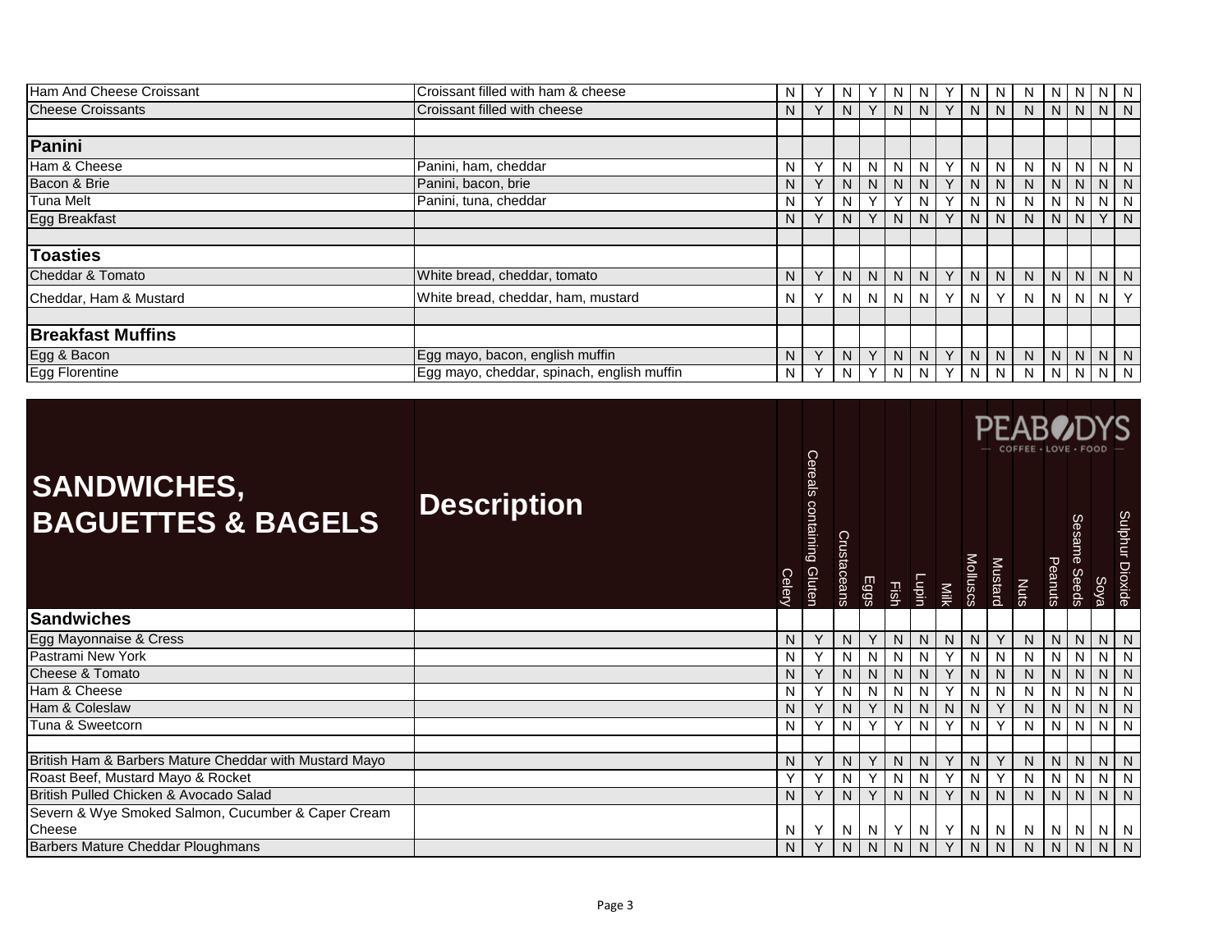| | | Celery | Cereals containing Gluten | Crustaceans | Eggs | Fish | Lupin | Milk | Molluscs | Mustard | Nuts | Peanuts | Sesame Seeds | Soya | Sulphur Dioxide |
|---|---|---|---|---|---|---|---|---|---|---|---|---|---|---|---|
| Ham And Cheese Croissant | Croissant filled with ham & cheese | N | Y | N | Y | N | N | Y | N | N | N | N | N | N | N |
| Cheese Croissants | Croissant filled with cheese | N | Y | N | Y | N | N | Y | N | N | N | N | N | N | N |
| | | | | | | | | | | | | | | | |
| **Panini** | | | | | | | | | | | | | | | |
| Ham & Cheese | Panini, ham, cheddar | N | Y | N | N | N | N | Y | N | N | N | N | N | N | N |
| Bacon & Brie | Panini, bacon, brie | N | Y | N | N | N | N | Y | N | N | N | N | N | N | N |
| Tuna Melt | Panini, tuna, cheddar | N | Y | N | Y | Y | N | Y | N | N | N | N | N | N | N |
| Egg Breakfast | | N | Y | N | Y | N | N | Y | N | N | N | N | N | Y | N |
| | | | | | | | | | | | | | | | |
| **Toasties** | | | | | | | | | | | | | | | |
| Cheddar & Tomato | White bread, cheddar, tomato | N | Y | N | N | N | N | Y | N | N | N | N | N | N | N |
| Cheddar, Ham & Mustard | White bread, cheddar, ham, mustard | N | Y | N | N | N | N | Y | N | Y | N | N | N | N | Y |
| | | | | | | | | | | | | | | | |
| **Breakfast Muffins** | | | | | | | | | | | | | | | |
| Egg & Bacon | Egg mayo, bacon, english muffin | N | Y | N | Y | N | N | Y | N | N | N | N | N | N | N |
| Egg Florentine | Egg mayo, cheddar, spinach, english muffin | N | Y | N | Y | N | N | Y | N | N | N | N | N | N | N |

PEABODYS — COFFEE • LOVE • FOOD —

| SANDWICHES, BAGUETTES & BAGELS | Description | Celery | Cereals containing Gluten | Crustaceans | Eggs | Fish | Lupin | Milk | Molluscs | Mustard | Nuts | Peanuts | Sesame Seeds | Soya | Sulphur Dioxide |
|---|---|---|---|---|---|---|---|---|---|---|---|---|---|---|---|
| **Sandwiches** | | | | | | | | | | | | | | | |
| Egg Mayonnaise & Cress | | N | Y | N | Y | N | N | N | N | Y | N | N | N | N | N |
| Pastrami New York | | N | Y | N | N | N | N | Y | N | N | N | N | N | N | N |
| Cheese & Tomato | | N | Y | N | N | N | N | Y | N | N | N | N | N | N | N |
| Ham & Cheese | | N | Y | N | N | N | N | Y | N | N | N | N | N | N | N |
| Ham & Coleslaw | | N | Y | N | Y | N | N | N | N | Y | N | N | N | N | N |
| Tuna & Sweetcorn | | N | Y | N | Y | Y | N | Y | N | Y | N | N | N | N | N |
| | | | | | | | | | | | | | | | |
| British Ham & Barbers Mature Cheddar with Mustard Mayo | | N | Y | N | Y | N | N | Y | N | Y | N | N | N | N | N |
| Roast Beef, Mustard Mayo & Rocket | | Y | Y | N | Y | N | N | Y | N | Y | N | N | N | N | N |
| British Pulled Chicken & Avocado Salad | | N | Y | N | Y | N | N | Y | N | N | N | N | N | N | N |
| Severn & Wye Smoked Salmon, Cucumber & Caper Cream Cheese | | N | Y | N | N | Y | N | Y | N | N | N | N | N | N | N |
| Barbers Mature Cheddar Ploughmans | | N | Y | N | N | N | N | Y | N | N | N | N | N | N | N |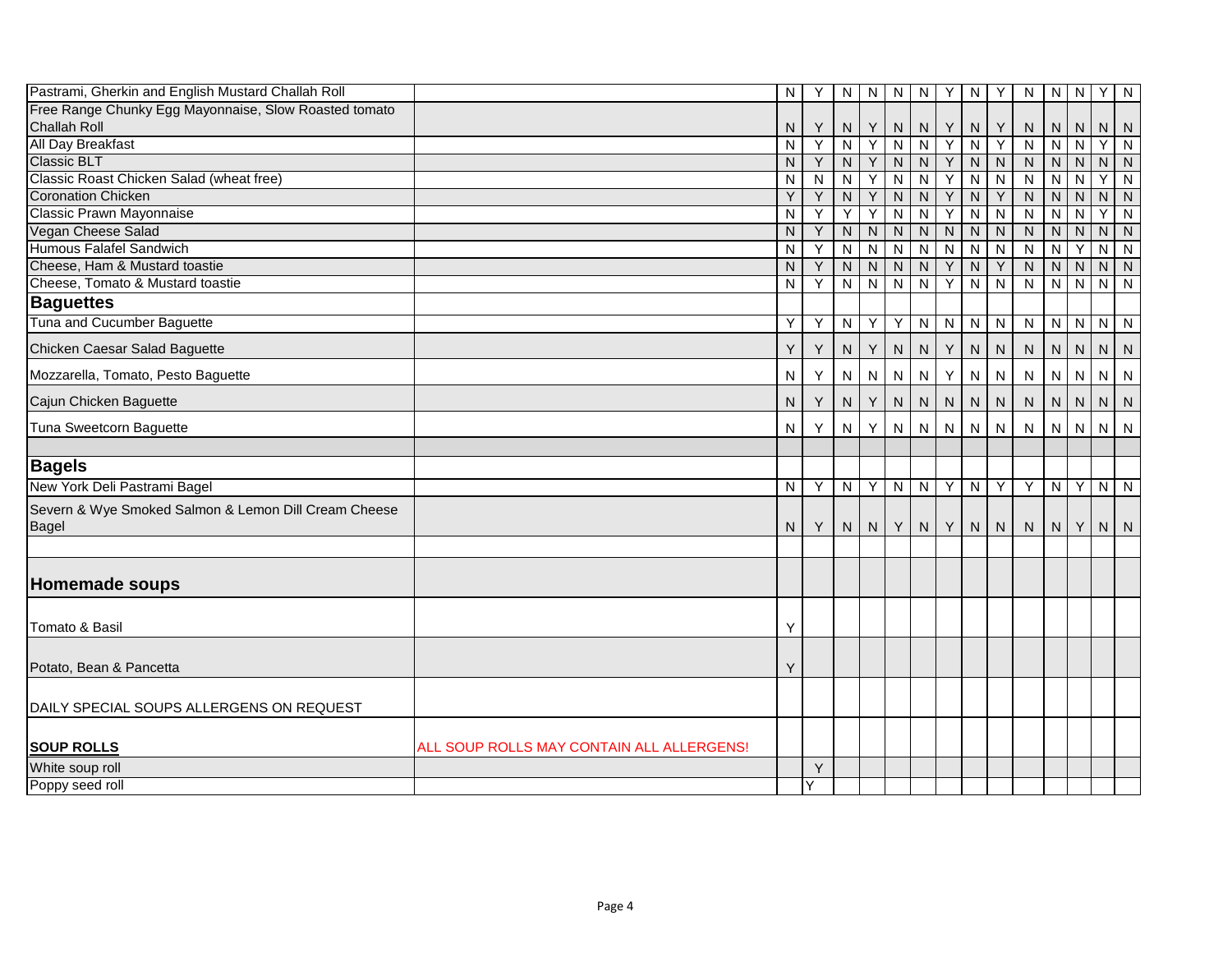| | | | | | | | | | | | | | | | |
|---|---|---|---|---|---|---|---|---|---|---|---|---|---|---|---|
| Pastrami, Gherkin and English Mustard Challah Roll | | N | Y | N | N | N | N | Y | N | Y | N | N | N | Y | N |
| Free Range Chunky Egg Mayonnaise, Slow Roasted tomato Challah Roll | | N | Y | N | Y | N | N | Y | N | Y | N | N | N | N | N |
| All Day Breakfast | | N | Y | N | Y | N | N | Y | N | Y | N | N | N | Y | N |
| Classic BLT | | N | Y | N | Y | N | N | Y | N | N | N | N | N | N | N |
| Classic Roast Chicken Salad (wheat free) | | N | N | N | Y | N | N | Y | N | N | N | N | N | Y | N |
| Coronation Chicken | | Y | Y | N | Y | N | N | Y | N | Y | N | N | N | N | N |
| Classic Prawn Mayonnaise | | N | Y | Y | Y | N | N | Y | N | N | N | N | N | Y | N |
| Vegan Cheese Salad | | N | Y | N | N | N | N | N | N | N | N | N | N | N | N |
| Humous Falafel Sandwich | | N | Y | N | N | N | N | N | N | N | N | N | Y | N | N |
| Cheese, Ham & Mustard toastie | | N | Y | N | N | N | N | Y | N | Y | N | N | N | N | N |
| Cheese, Tomato & Mustard toastie | | N | Y | N | N | N | N | Y | N | N | N | N | N | N | N |
| **Baguettes** | | | | | | | | | | | | | | | |
| Tuna and Cucumber Baguette | | Y | Y | N | Y | Y | N | N | N | N | N | N | N | N | N |
| Chicken Caesar Salad Baguette | | Y | Y | N | Y | N | N | Y | N | N | N | N | N | N | N |
| Mozzarella, Tomato, Pesto Baguette | | N | Y | N | N | N | N | Y | N | N | N | N | N | N | N |
| Cajun Chicken Baguette | | N | Y | N | Y | N | N | N | N | N | N | N | N | N | N |
| Tuna Sweetcorn Baguette | | N | Y | N | Y | N | N | N | N | N | N | N | N | N | N |
| | | | | | | | | | | | | | | | |
| **Bagels** | | | | | | | | | | | | | | | |
| New York Deli Pastrami Bagel | | N | Y | N | Y | N | N | Y | N | Y | Y | N | Y | N | N |
| Severn & Wye Smoked Salmon & Lemon Dill Cream Cheese Bagel | | N | Y | N | N | Y | N | Y | N | N | N | N | Y | N | N |
| | | | | | | | | | | | | | | | |
| **Homemade soups** | | | | | | | | | | | | | | | |
| Tomato & Basil | | Y | | | | | | | | | | | | | |
| Potato, Bean & Pancetta | | Y | | | | | | | | | | | | | |
| DAILY SPECIAL SOUPS ALLERGENS ON REQUEST | | | | | | | | | | | | | | | |
| **SOUP ROLLS** | ALL SOUP ROLLS MAY CONTAIN ALL ALLERGENS! | | | | | | | | | | | | | | |
| White soup roll | | | Y | | | | | | | | | | | | |
| Poppy seed roll | | | Y | | | | | | | | | | | | |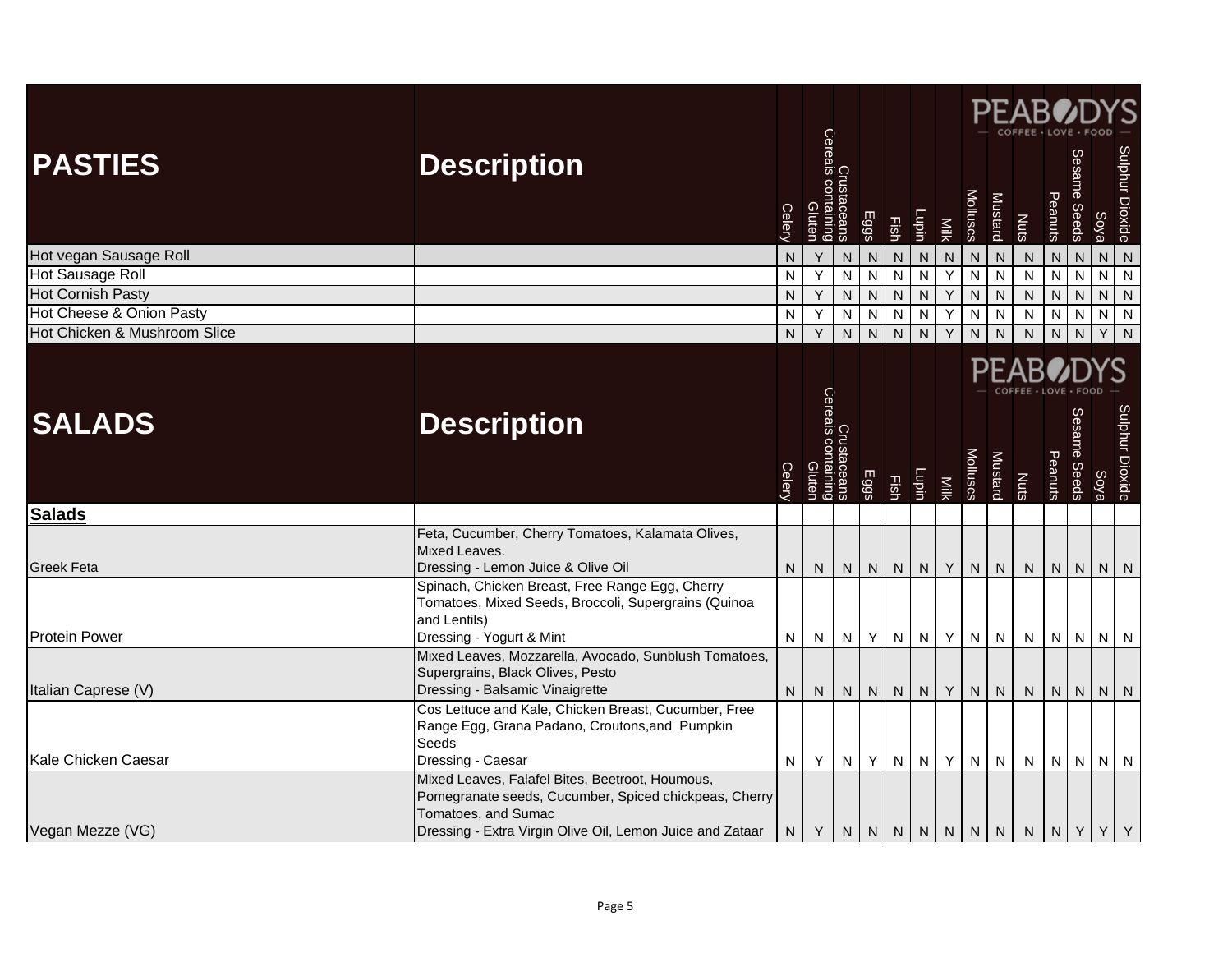| PASTIES | Description | Celery | Cereals containing Gluten | Crustaceans | Eggs | Fish | Lupin | Milk | Molluscs | Mustard | Nuts | Peanuts | Sesame Seeds | Soya | Sulphur Dioxide |
|---|---|---|---|---|---|---|---|---|---|---|---|---|---|---|---|
| Hot vegan Sausage Roll | | N | Y | N | N | N | N | N | N | N | N | N | N | N | N |
| Hot Sausage Roll | | N | Y | N | N | N | N | Y | N | N | N | N | N | N | N |
| Hot Cornish Pasty | | N | Y | N | N | N | N | Y | N | N | N | N | N | N | N |
| Hot Cheese & Onion Pasty | | N | Y | N | N | N | N | Y | N | N | N | N | N | N | N |
| Hot Chicken & Mushroom Slice | | N | Y | N | N | N | N | Y | N | N | N | N | N | Y | N |

| SALADS | Description | Celery | Cereals containing Gluten | Crustaceans | Eggs | Fish | Lupin | Milk | Molluscs | Mustard | Nuts | Peanuts | Sesame Seeds | Soya | Sulphur Dioxide |
|---|---|---|---|---|---|---|---|---|---|---|---|---|---|---|---|
| **Salads** | | | | | | | | | | | | | | | |
| Greek Feta | Feta, Cucumber, Cherry Tomatoes, Kalamata Olives, Mixed Leaves. Dressing - Lemon Juice & Olive Oil | N | N | N | N | N | N | Y | N | N | N | N | N | N | N |
| Protein Power | Spinach, Chicken Breast, Free Range Egg, Cherry Tomatoes, Mixed Seeds, Broccoli, Supergrains (Quinoa and Lentils) Dressing - Yogurt & Mint | N | N | N | Y | N | N | Y | N | N | N | N | N | N | N |
| Italian Caprese (V) | Mixed Leaves, Mozzarella, Avocado, Sunblush Tomatoes, Supergrains, Black Olives, Pesto Dressing - Balsamic Vinaigrette | N | N | N | N | N | N | Y | N | N | N | N | N | N | N |
| Kale Chicken Caesar | Cos Lettuce and Kale, Chicken Breast, Cucumber, Free Range Egg, Grana Padano, Croutons,and Pumpkin Seeds Dressing - Caesar | N | Y | N | Y | N | N | Y | N | N | N | N | N | N | N |
| Vegan Mezze (VG) | Mixed Leaves, Falafel Bites, Beetroot, Houmous, Pomegranate seeds, Cucumber, Spiced chickpeas, Cherry Tomatoes, and Sumac Dressing - Extra Virgin Olive Oil, Lemon Juice and Zataar | N | Y | N | N | N | N | N | N | N | N | N | Y | Y | Y |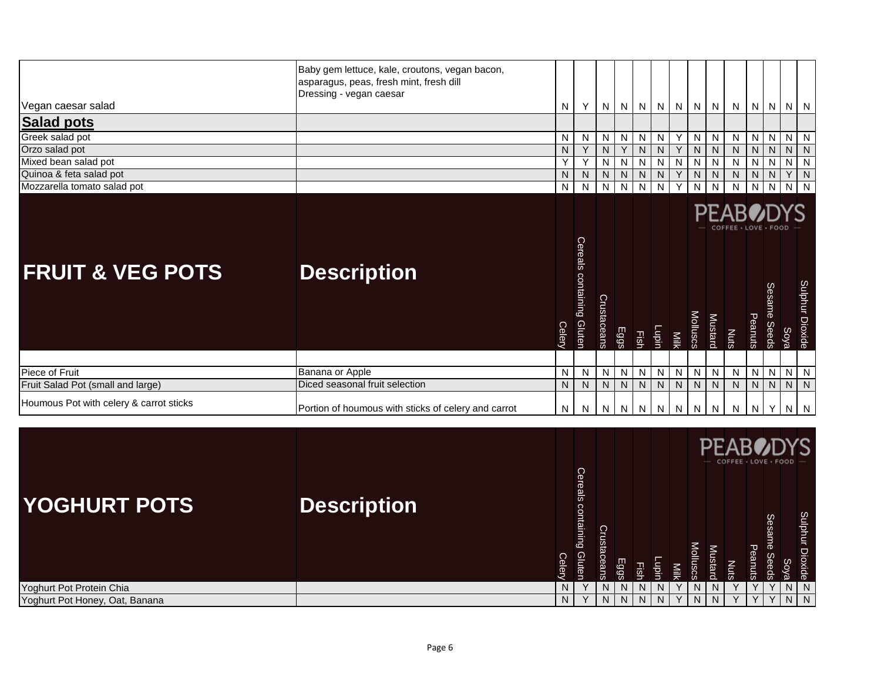| | | Celery | Cereals containing Gluten | Crustaceans | Eggs | Fish | Lupin | Milk | Molluscs | Mustard | Nuts | Peanuts | Sesame Seeds | Soya | Sulphur Dioxide |
|---|---|---|---|---|---|---|---|---|---|---|---|---|---|---|---|
| Vegan caesar salad | Baby gem lettuce, kale, croutons, vegan bacon, asparagus, peas, fresh mint, fresh dill<br>Dressing - vegan caesar | N | Y | N | N | N | N | N | N | N | N | N | N | N | N |
| **Salad pots** | | | | | | | | | | | | | | | |
| Greek salad pot | | N | N | N | N | N | N | Y | N | N | N | N | N | N | N |
| Orzo salad pot | | N | Y | N | Y | N | N | Y | N | N | N | N | N | N | N |
| Mixed bean salad pot | | Y | Y | N | N | N | N | N | N | N | N | N | N | N | N |
| Quinoa & feta salad pot | | N | N | N | N | N | N | Y | N | N | N | N | N | Y | N |
| Mozzarella tomato salad pot | | N | N | N | N | N | N | Y | N | N | N | N | N | N | N |

PEABODYS — COFFEE • LOVE • FOOD —

| FRUIT & VEG POTS | Description | Celery | Cereals containing Gluten | Crustaceans | Eggs | Fish | Lupin | Milk | Molluscs | Mustard | Nuts | Peanuts | Sesame Seeds | Soya | Sulphur Dioxide |
|---|---|---|---|---|---|---|---|---|---|---|---|---|---|---|---|
| Piece of Fruit | Banana or Apple | N | N | N | N | N | N | N | N | N | N | N | N | N | N |
| Fruit Salad Pot (small and large) | Diced seasonal fruit selection | N | N | N | N | N | N | N | N | N | N | N | N | N | N |
| Houmous Pot with celery & carrot sticks | Portion of houmous with sticks of celery and carrot | N | N | N | N | N | N | N | N | N | N | N | Y | N | N |

PEABODYS — COFFEE • LOVE • FOOD —

| YOGHURT POTS | Description | Celery | Cereals containing Gluten | Crustaceans | Eggs | Fish | Lupin | Milk | Molluscs | Mustard | Nuts | Peanuts | Sesame Seeds | Soya | Sulphur Dioxide |
|---|---|---|---|---|---|---|---|---|---|---|---|---|---|---|---|
| Yoghurt Pot Protein Chia | | N | Y | N | N | N | N | Y | N | N | Y | Y | Y | N | N |
| Yoghurt Pot Honey, Oat, Banana | | N | Y | N | N | N | N | Y | N | N | Y | Y | Y | N | N |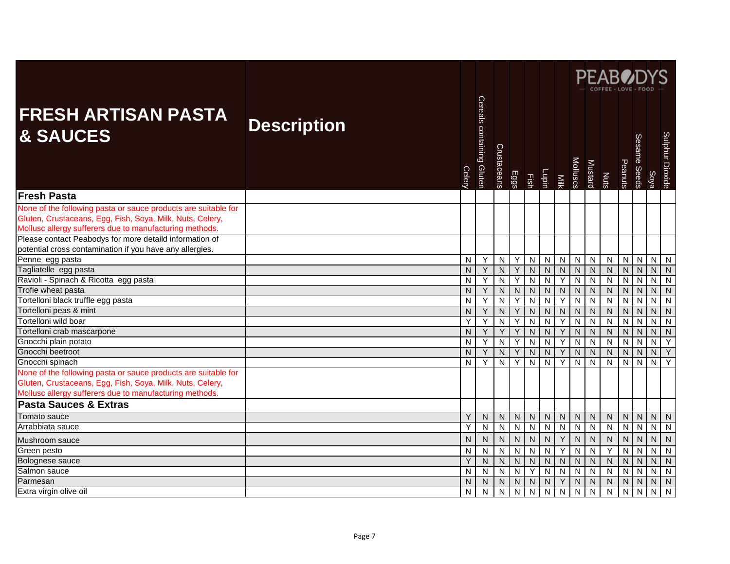| FRESH ARTISAN PASTA & SAUCES | Description | Celery | Cereals containing Gluten | Crustaceans | Eggs | Fish | Lupin | Milk | Molluscs | Mustard | Nuts | Peanuts | Sesame Seeds | Soya | Sulphur Dioxide |
|---|---|---|---|---|---|---|---|---|---|---|---|---|---|---|---|
| **Fresh Pasta** | | | | | | | | | | | | | | | |
| None of the following pasta or sauce products are suitable for Gluten, Crustaceans, Egg, Fish, Soya, Milk, Nuts, Celery, Mollusc allergy sufferers due to manufacturing methods. | | | | | | | | | | | | | | | |
| Please contact Peabodys for more detaild information of potential cross contamination if you have any allergies. | | | | | | | | | | | | | | | |
| Penne egg pasta | | N | Y | N | Y | N | N | N | N | N | N | N | N | N | N |
| Tagliatelle egg pasta | | N | Y | N | Y | N | N | N | N | N | N | N | N | N | N |
| Ravioli - Spinach & Ricotta egg pasta | | N | Y | N | Y | N | N | Y | N | N | N | N | N | N | N |
| Trofie wheat pasta | | N | Y | N | N | N | N | N | N | N | N | N | N | N | N |
| Tortelloni black truffle egg pasta | | N | Y | N | Y | N | N | Y | N | N | N | N | N | N | N |
| Tortelloni peas & mint | | N | Y | N | Y | N | N | N | N | N | N | N | N | N | N |
| Tortelloni wild boar | | Y | Y | N | Y | N | N | Y | N | N | N | N | N | N | N |
| Tortelloni crab mascarpone | | N | Y | Y | Y | N | N | Y | N | N | N | N | N | N | N |
| Gnocchi plain potato | | N | Y | N | Y | N | N | Y | N | N | N | N | N | N | Y |
| Gnocchi beetroot | | N | Y | N | Y | N | N | Y | N | N | N | N | N | N | Y |
| Gnocchi spinach | | N | Y | N | Y | N | N | Y | N | N | N | N | N | N | Y |
| None of the following pasta or sauce products are suitable for Gluten, Crustaceans, Egg, Fish, Soya, Milk, Nuts, Celery, Mollusc allergy sufferers due to manufacturing methods. | | | | | | | | | | | | | | | |
| **Pasta Sauces & Extras** | | | | | | | | | | | | | | | |
| Tomato sauce | | Y | N | N | N | N | N | N | N | N | N | N | N | N | N |
| Arrabbiata sauce | | Y | N | N | N | N | N | N | N | N | N | N | N | N | N |
| Mushroom sauce | | N | N | N | N | N | N | Y | N | N | N | N | N | N | N |
| Green pesto | | N | N | N | N | N | N | Y | N | N | Y | N | N | N | N |
| Bolognese sauce | | Y | N | N | N | N | N | N | N | N | N | N | N | N | N |
| Salmon sauce | | N | N | N | N | Y | N | N | N | N | N | N | N | N | N |
| Parmesan | | N | N | N | N | N | N | Y | N | N | N | N | N | N | N |
| Extra virgin olive oil | | N | N | N | N | N | N | N | N | N | N | N | N | N | N |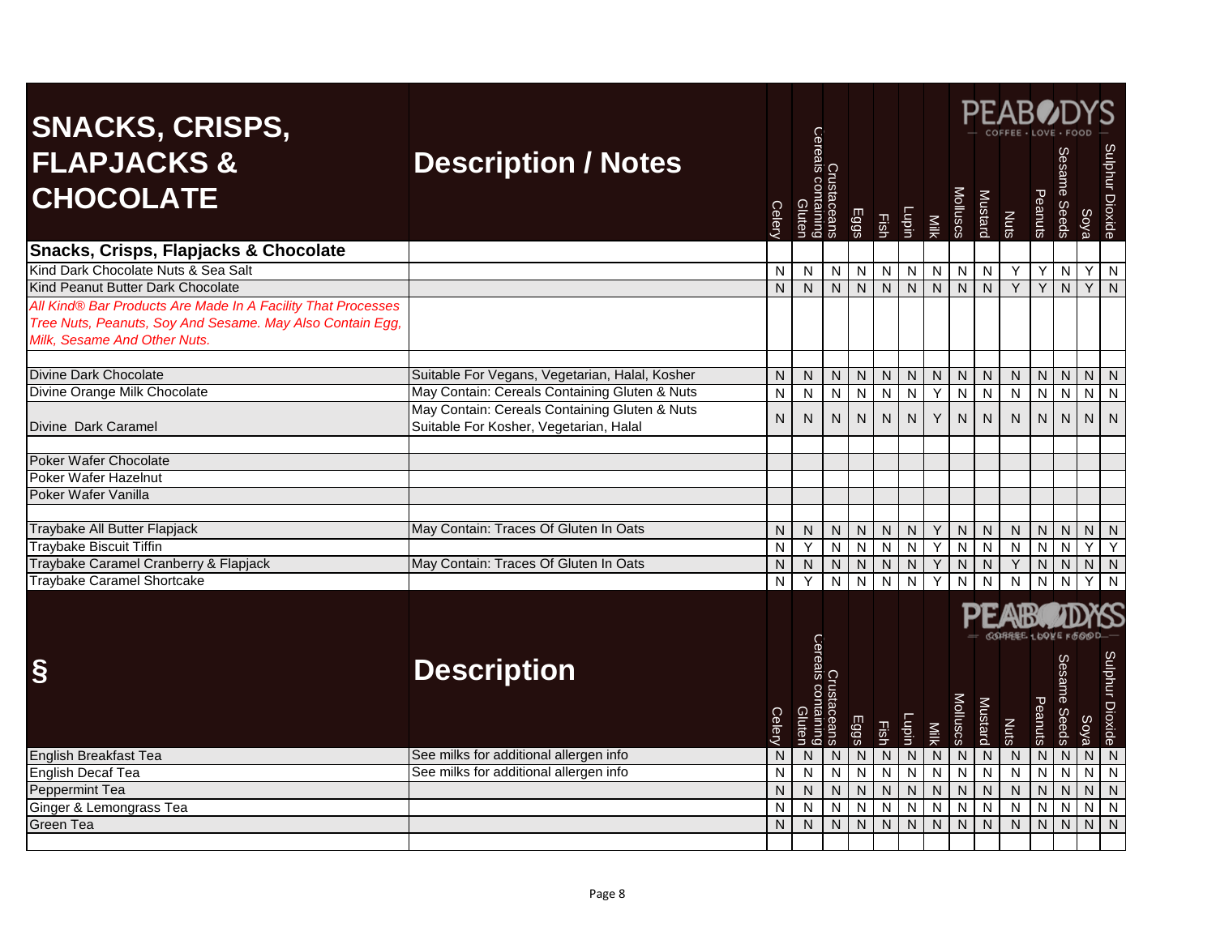| SNACKS, CRISPS, FLAPJACKS & CHOCOLATE | Description / Notes | Celery | Cereals containing Gluten | Crustaceans | Eggs | Fish | Lupin | Milk | Molluscs | Mustard | Nuts | Peanuts | Sesame Seeds | Soya | Sulphur Dioxide |
|---|---|---|---|---|---|---|---|---|---|---|---|---|---|---|---|
| **Snacks, Crisps, Flapjacks & Chocolate** | | | | | | | | | | | | | | | |
| Kind Dark Chocolate Nuts & Sea Salt | | N | N | N | N | N | N | N | N | N | Y | Y | N | Y | N |
| Kind Peanut Butter Dark Chocolate | | N | N | N | N | N | N | N | N | N | Y | Y | N | Y | N |
| *All Kind® Bar Products Are Made In A Facility That Processes Tree Nuts, Peanuts, Soy And Sesame. May Also Contain Egg, Milk, Sesame And Other Nuts.* | | | | | | | | | | | | | | | |
| | | | | | | | | | | | | | | | |
| Divine Dark Chocolate | Suitable For Vegans, Vegetarian, Halal, Kosher | N | N | N | N | N | N | N | N | N | N | N | N | N | N |
| Divine Orange Milk Chocolate | May Contain: Cereals Containing Gluten & Nuts | N | N | N | N | N | N | Y | N | N | N | N | N | N | N |
| Divine Dark Caramel | May Contain: Cereals Containing Gluten & Nuts Suitable For Kosher, Vegetarian, Halal | N | N | N | N | N | N | Y | N | N | N | N | N | N | N |
| | | | | | | | | | | | | | | | |
| Poker Wafer Chocolate | | | | | | | | | | | | | | | |
| Poker Wafer Hazelnut | | | | | | | | | | | | | | | |
| Poker Wafer Vanilla | | | | | | | | | | | | | | | |
| | | | | | | | | | | | | | | | |
| Traybake All Butter Flapjack | May Contain: Traces Of Gluten In Oats | N | N | N | N | N | N | Y | N | N | N | N | N | N | N |
| Traybake Biscuit Tiffin | | N | Y | N | N | N | N | Y | N | N | N | N | N | Y | Y |
| Traybake Caramel Cranberry & Flapjack | May Contain: Traces Of Gluten In Oats | N | N | N | N | N | N | Y | N | N | Y | N | N | N | N |
| Traybake Caramel Shortcake | | N | Y | N | N | N | N | Y | N | N | N | N | N | Y | N |

| § | Description | Celery | Cereals containing Gluten | Crustaceans | Eggs | Fish | Lupin | Milk | Molluscs | Mustard | Nuts | Peanuts | Sesame Seeds | Soya | Sulphur Dioxide |
|---|---|---|---|---|---|---|---|---|---|---|---|---|---|---|---|
| English Breakfast Tea | See milks for additional allergen info | N | N | N | N | N | N | N | N | N | N | N | N | N | N |
| English Decaf Tea | See milks for additional allergen info | N | N | N | N | N | N | N | N | N | N | N | N | N | N |
| Peppermint Tea | | N | N | N | N | N | N | N | N | N | N | N | N | N | N |
| Ginger & Lemongrass Tea | | N | N | N | N | N | N | N | N | N | N | N | N | N | N |
| Green Tea | | N | N | N | N | N | N | N | N | N | N | N | N | N | N |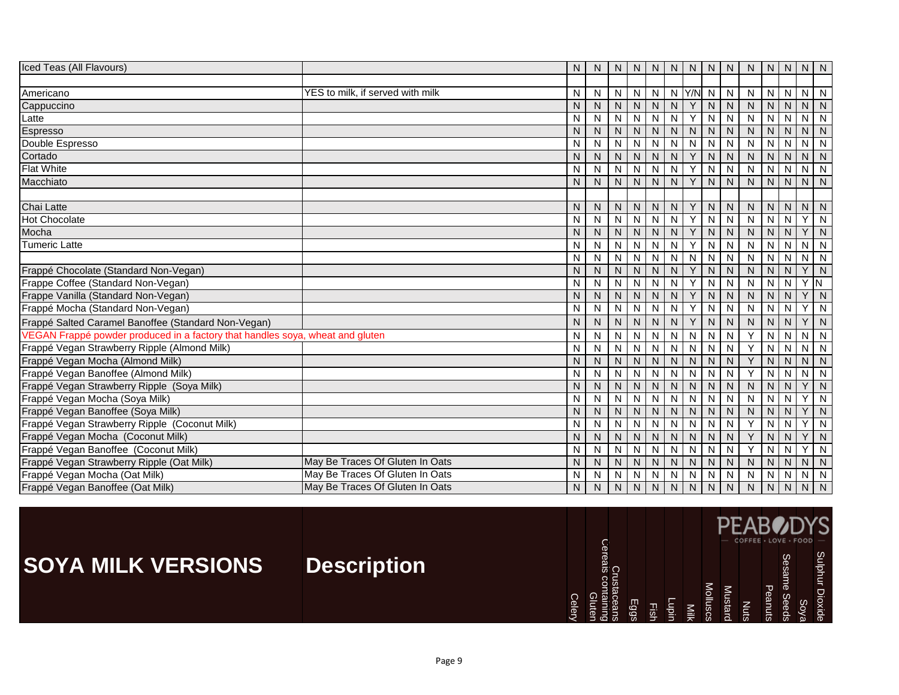| | | Celery | Cereals containing Gluten | Crustaceans | Eggs | Fish | Lupin | Milk | Molluscs | Mustard | Nuts | Peanuts | Sesame Seeds | Soya | Sulphur Dioxide |
|---|---|---|---|---|---|---|---|---|---|---|---|---|---|---|---|
| Iced Teas (All Flavours) | | N | N | N | N | N | N | N | N | N | N | N | N | N | N |
| | | | | | | | | | | | | | | | |
| Americano | YES to milk, if served with milk | N | N | N | N | N | N | Y/N | N | N | N | N | N | N | N |
| Cappuccino | | N | N | N | N | N | N | Y | N | N | N | N | N | N | N |
| Latte | | N | N | N | N | N | N | Y | N | N | N | N | N | N | N |
| Espresso | | N | N | N | N | N | N | N | N | N | N | N | N | N | N |
| Double Espresso | | N | N | N | N | N | N | N | N | N | N | N | N | N | N |
| Cortado | | N | N | N | N | N | N | Y | N | N | N | N | N | N | N |
| Flat White | | N | N | N | N | N | N | Y | N | N | N | N | N | N | N |
| Macchiato | | N | N | N | N | N | N | Y | N | N | N | N | N | N | N |
| | | | | | | | | | | | | | | | |
| Chai Latte | | N | N | N | N | N | N | Y | N | N | N | N | N | N | N |
| Hot Chocolate | | N | N | N | N | N | N | Y | N | N | N | N | N | Y | N |
| Mocha | | N | N | N | N | N | N | Y | N | N | N | N | N | Y | N |
| Tumeric Latte | | N | N | N | N | N | N | Y | N | N | N | N | N | N | N |
| | | N | N | N | N | N | N | N | N | N | N | N | N | N | N |
| Frappé Chocolate (Standard Non-Vegan) | | N | N | N | N | N | N | Y | N | N | N | N | N | Y | N |
| Frappe Coffee (Standard Non-Vegan) | | N | N | N | N | N | N | Y | N | N | N | N | N | Y | N |
| Frappe Vanilla (Standard Non-Vegan) | | N | N | N | N | N | N | Y | N | N | N | N | N | Y | N |
| Frappé Mocha (Standard Non-Vegan) | | N | N | N | N | N | N | Y | N | N | N | N | N | Y | N |
| Frappé Salted Caramel Banoffee (Standard Non-Vegan) | | N | N | N | N | N | N | Y | N | N | N | N | N | Y | N |
| VEGAN Frappé powder produced in a factory that handles soya, wheat and gluten | | N | N | N | N | N | N | N | N | N | Y | N | N | N | N |
| Frappé Vegan Strawberry Ripple (Almond Milk) | | N | N | N | N | N | N | N | N | N | Y | N | N | N | N |
| Frappé Vegan Mocha (Almond Milk) | | N | N | N | N | N | N | N | N | N | Y | N | N | N | N |
| Frappé Vegan Banoffee (Almond Milk) | | N | N | N | N | N | N | N | N | N | Y | N | N | N | N |
| Frappé Vegan Strawberry Ripple (Soya Milk) | | N | N | N | N | N | N | N | N | N | N | N | N | Y | N |
| Frappé Vegan Mocha (Soya Milk) | | N | N | N | N | N | N | N | N | N | N | N | N | Y | N |
| Frappé Vegan Banoffee (Soya Milk) | | N | N | N | N | N | N | N | N | N | N | N | N | Y | N |
| Frappé Vegan Strawberry Ripple (Coconut Milk) | | N | N | N | N | N | N | N | N | N | Y | N | N | Y | N |
| Frappé Vegan Mocha (Coconut Milk) | | N | N | N | N | N | N | N | N | N | Y | N | N | Y | N |
| Frappé Vegan Banoffee (Coconut Milk) | | N | N | N | N | N | N | N | N | N | Y | N | N | Y | N |
| Frappé Vegan Strawberry Ripple (Oat Milk) | May Be Traces Of Gluten In Oats | N | N | N | N | N | N | N | N | N | N | N | N | N | N |
| Frappé Vegan Mocha (Oat Milk) | May Be Traces Of Gluten In Oats | N | N | N | N | N | N | N | N | N | N | N | N | N | N |
| Frappé Vegan Banoffee (Oat Milk) | May Be Traces Of Gluten In Oats | N | N | N | N | N | N | N | N | N | N | N | N | N | N |

| SOYA MILK VERSIONS | Description | Celery | Cereals containing Gluten | Crustaceans | Eggs | Fish | Lupin | Milk | Molluscs | Mustard | Nuts | Peanuts | Sesame Seeds | Soya | Sulphur Dioxide |
|---|---|---|---|---|---|---|---|---|---|---|---|---|---|---|---|

PEABODYS — COFFEE • LOVE • FOOD —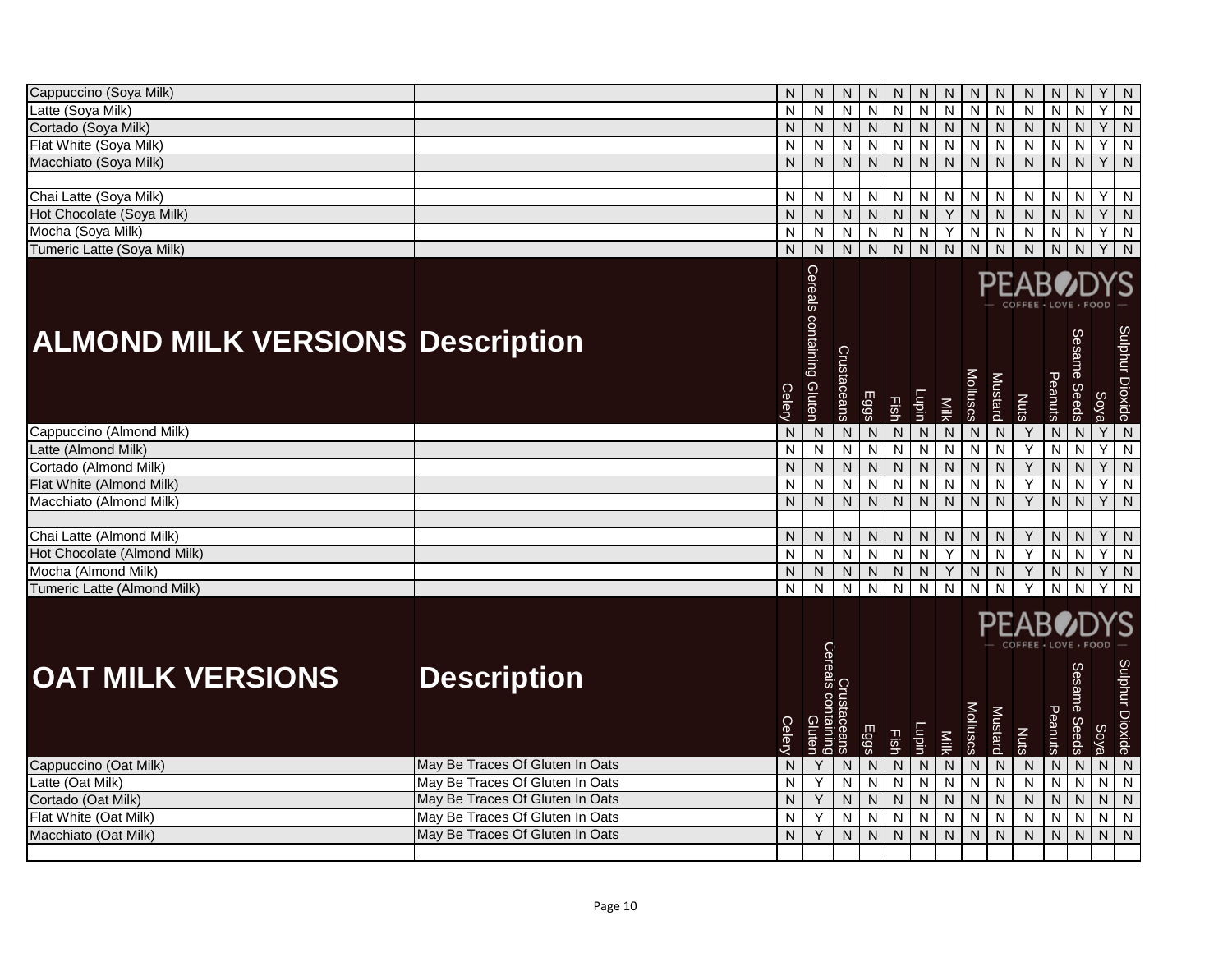| | | Celery | Cereals containing Gluten | Crustaceans | Eggs | Fish | Lupin | Milk | Molluscs | Mustard | Nuts | Peanuts | Sesame Seeds | Soya | Sulphur Dioxide |
|---|---|---|---|---|---|---|---|---|---|---|---|---|---|---|---|
| Cappuccino (Soya Milk) | | N | N | N | N | N | N | N | N | N | N | N | N | Y | N |
| Latte (Soya Milk) | | N | N | N | N | N | N | N | N | N | N | N | N | Y | N |
| Cortado (Soya Milk) | | N | N | N | N | N | N | N | N | N | N | N | N | Y | N |
| Flat White (Soya Milk) | | N | N | N | N | N | N | N | N | N | N | N | N | Y | N |
| Macchiato (Soya Milk) | | N | N | N | N | N | N | N | N | N | N | N | N | Y | N |
| | | | | | | | | | | | | | | | |
| Chai Latte (Soya Milk) | | N | N | N | N | N | N | N | N | N | N | N | N | Y | N |
| Hot Chocolate (Soya Milk) | | N | N | N | N | N | N | Y | N | N | N | N | N | Y | N |
| Mocha (Soya Milk) | | N | N | N | N | N | N | Y | N | N | N | N | N | Y | N |
| Tumeric Latte (Soya Milk) | | N | N | N | N | N | N | N | N | N | N | N | N | Y | N |

PEABODYS — COFFEE · LOVE · FOOD —

| ALMOND MILK VERSIONS | Description | Celery | Cereals containing Gluten | Crustaceans | Eggs | Fish | Lupin | Milk | Molluscs | Mustard | Nuts | Peanuts | Sesame Seeds | Soya | Sulphur Dioxide |
|---|---|---|---|---|---|---|---|---|---|---|---|---|---|---|---|
| Cappuccino (Almond Milk) | | N | N | N | N | N | N | N | N | N | Y | N | N | Y | N |
| Latte (Almond Milk) | | N | N | N | N | N | N | N | N | N | Y | N | N | Y | N |
| Cortado (Almond Milk) | | N | N | N | N | N | N | N | N | N | Y | N | N | Y | N |
| Flat White (Almond Milk) | | N | N | N | N | N | N | N | N | N | Y | N | N | Y | N |
| Macchiato (Almond Milk) | | N | N | N | N | N | N | N | N | N | Y | N | N | Y | N |
| | | | | | | | | | | | | | | | |
| Chai Latte (Almond Milk) | | N | N | N | N | N | N | N | N | N | Y | N | N | Y | N |
| Hot Chocolate (Almond Milk) | | N | N | N | N | N | N | Y | N | N | Y | N | N | Y | N |
| Mocha (Almond Milk) | | N | N | N | N | N | N | Y | N | N | Y | N | N | Y | N |
| Tumeric Latte (Almond Milk) | | N | N | N | N | N | N | N | N | N | Y | N | N | Y | N |

PEABODYS — COFFEE · LOVE · FOOD —

| OAT MILK VERSIONS | Description | Celery | Cereals containing Gluten | Crustaceans | Eggs | Fish | Lupin | Milk | Molluscs | Mustard | Nuts | Peanuts | Sesame Seeds | Soya | Sulphur Dioxide |
|---|---|---|---|---|---|---|---|---|---|---|---|---|---|---|---|
| Cappuccino (Oat Milk) | May Be Traces Of Gluten In Oats | N | Y | N | N | N | N | N | N | N | N | N | N | N | N |
| Latte (Oat Milk) | May Be Traces Of Gluten In Oats | N | Y | N | N | N | N | N | N | N | N | N | N | N | N |
| Cortado (Oat Milk) | May Be Traces Of Gluten In Oats | N | Y | N | N | N | N | N | N | N | N | N | N | N | N |
| Flat White (Oat Milk) | May Be Traces Of Gluten In Oats | N | Y | N | N | N | N | N | N | N | N | N | N | N | N |
| Macchiato (Oat Milk) | May Be Traces Of Gluten In Oats | N | Y | N | N | N | N | N | N | N | N | N | N | N | N |
| | | | | | | | | | | | | | | | |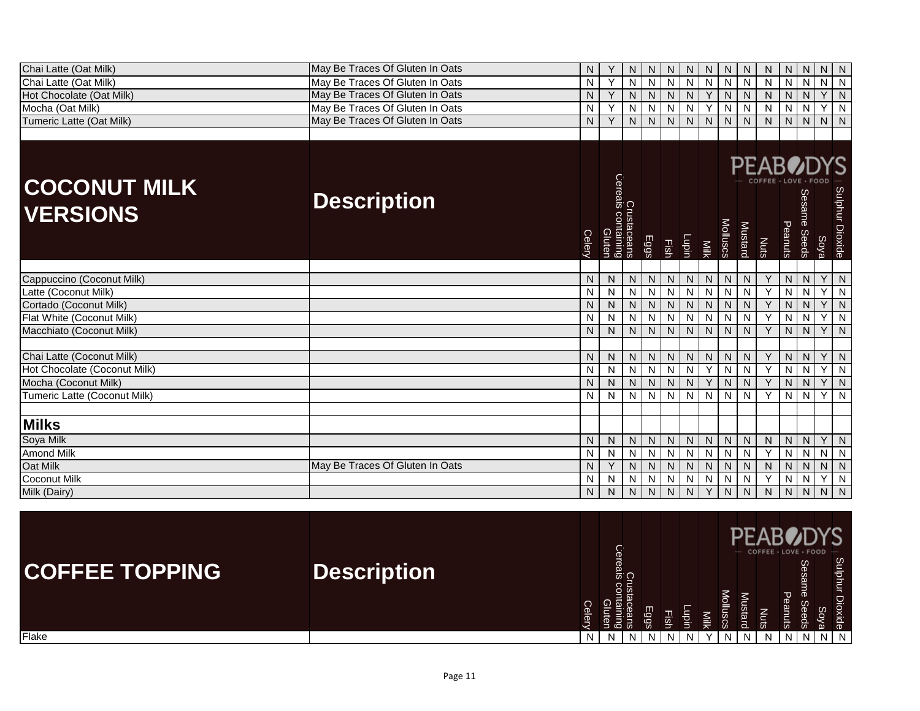| | | Celery | Cereals containing Gluten | Crustaceans | Eggs | Fish | Lupin | Milk | Molluscs | Mustard | Nuts | Peanuts | Sesame Seeds | Soya | Sulphur Dioxide |
|---|---|---|---|---|---|---|---|---|---|---|---|---|---|---|---|
| Chai Latte (Oat Milk) | May Be Traces Of Gluten In Oats | N | Y | N | N | N | N | N | N | N | N | N | N | N | N |
| Chai Latte (Oat Milk) | May Be Traces Of Gluten In Oats | N | Y | N | N | N | N | N | N | N | N | N | N | N | N |
| Hot Chocolate (Oat Milk) | May Be Traces Of Gluten In Oats | N | Y | N | N | N | N | Y | N | N | N | N | N | Y | N |
| Mocha (Oat Milk) | May Be Traces Of Gluten In Oats | N | Y | N | N | N | N | Y | N | N | N | N | N | Y | N |
| Tumeric Latte (Oat Milk) | May Be Traces Of Gluten In Oats | N | Y | N | N | N | N | N | N | N | N | N | N | N | N |

| COCONUT MILK VERSIONS | Description | Celery | Cereals containing Gluten | Crustaceans | Eggs | Fish | Lupin | Milk | Molluscs | Mustard | Nuts | Peanuts | Sesame Seeds | Soya | Sulphur Dioxide |
|---|---|---|---|---|---|---|---|---|---|---|---|---|---|---|---|
| Cappuccino (Coconut Milk) | | N | N | N | N | N | N | N | N | N | Y | N | N | Y | N |
| Latte (Coconut Milk) | | N | N | N | N | N | N | N | N | N | Y | N | N | Y | N |
| Cortado (Coconut Milk) | | N | N | N | N | N | N | N | N | N | Y | N | N | Y | N |
| Flat White (Coconut Milk) | | N | N | N | N | N | N | N | N | N | Y | N | N | Y | N |
| Macchiato (Coconut Milk) | | N | N | N | N | N | N | N | N | N | Y | N | N | Y | N |
| | | | | | | | | | | | | | | | |
| Chai Latte (Coconut Milk) | | N | N | N | N | N | N | N | N | N | Y | N | N | Y | N |
| Hot Chocolate (Coconut Milk) | | N | N | N | N | N | N | Y | N | N | Y | N | N | Y | N |
| Mocha (Coconut Milk) | | N | N | N | N | N | N | Y | N | N | Y | N | N | Y | N |
| Tumeric Latte (Coconut Milk) | | N | N | N | N | N | N | N | N | N | Y | N | N | Y | N |
| | | | | | | | | | | | | | | | |
| **Milks** | | | | | | | | | | | | | | | |
| Soya Milk | | N | N | N | N | N | N | N | N | N | N | N | N | Y | N |
| Amond Milk | | N | N | N | N | N | N | N | N | N | Y | N | N | N | N |
| Oat Milk | May Be Traces Of Gluten In Oats | N | Y | N | N | N | N | N | N | N | N | N | N | N | N |
| Coconut Milk | | N | N | N | N | N | N | N | N | N | Y | N | N | Y | N |
| Milk (Dairy) | | N | N | N | N | N | N | Y | N | N | N | N | N | N | N |

| COFFEE TOPPING | Description | Celery | Cereals containing Gluten | Crustaceans | Eggs | Fish | Lupin | Milk | Molluscs | Mustard | Nuts | Peanuts | Sesame Seeds | Soya | Sulphur Dioxide |
|---|---|---|---|---|---|---|---|---|---|---|---|---|---|---|---|
| Flake | | N | N | N | N | N | N | Y | N | N | N | N | N | N | N |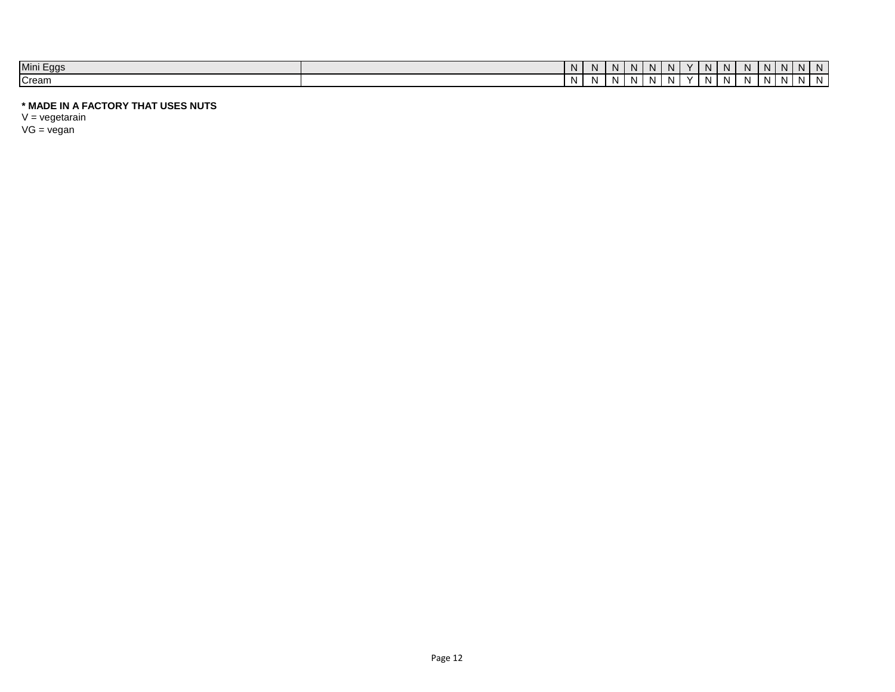| | | | | | | | | | | | | | | | |
|---|---|---|---|---|---|---|---|---|---|---|---|---|---|---|---|
| Mini Eggs | | N | N | N | N | N | N | Y | N | N | N | N | N | N | N |
| Cream | | N | N | N | N | N | N | Y | N | N | N | N | N | N | N |

**\* MADE IN A FACTORY THAT USES NUTS**

V = vegetarain

VG = vegan